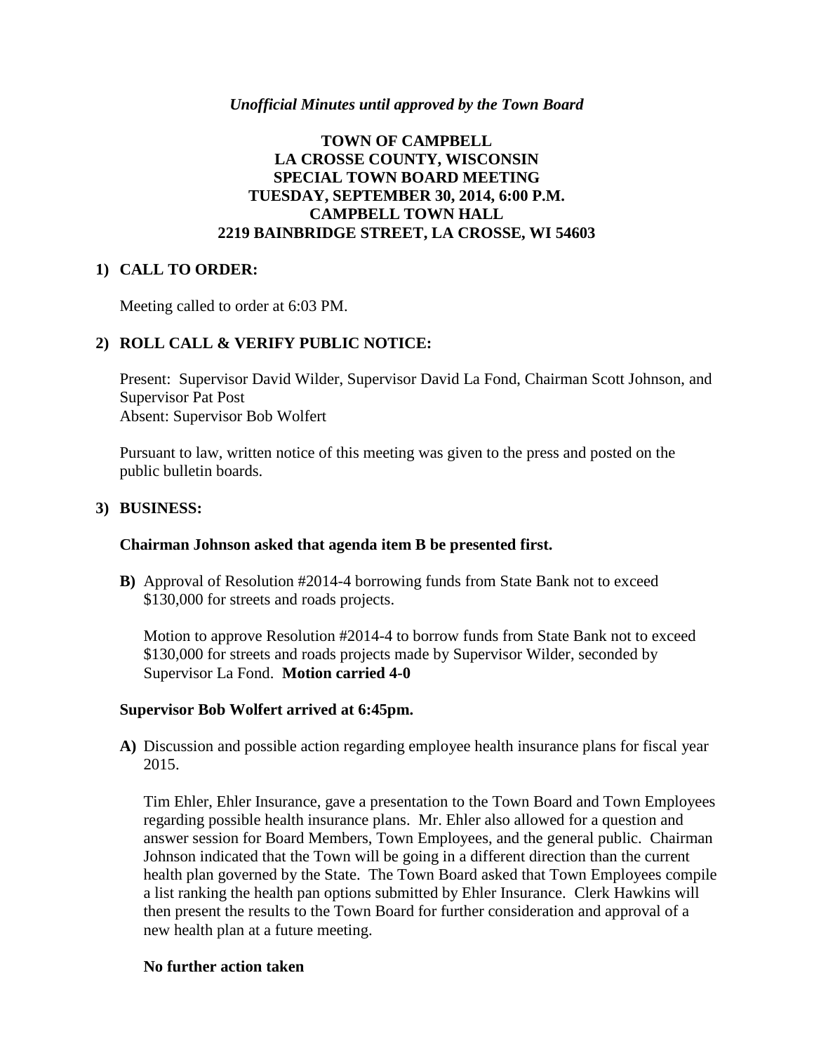*Unofficial Minutes until approved by the Town Board*

**TOWN OF CAMPBELL**
**LA CROSSE COUNTY, WISCONSIN**
**SPECIAL TOWN BOARD MEETING**
**TUESDAY, SEPTEMBER 30, 2014, 6:00 P.M.**
**CAMPBELL TOWN HALL**
**2219 BAINBRIDGE STREET, LA CROSSE, WI 54603**

## 1) CALL TO ORDER:

Meeting called to order at 6:03 PM.

## 2) ROLL CALL & VERIFY PUBLIC NOTICE:

Present: Supervisor David Wilder, Supervisor David La Fond, Chairman Scott Johnson, and Supervisor Pat Post
Absent: Supervisor Bob Wolfert

Pursuant to law, written notice of this meeting was given to the press and posted on the public bulletin boards.

## 3) BUSINESS:

**Chairman Johnson asked that agenda item B be presented first.**

**B)** Approval of Resolution #2014-4 borrowing funds from State Bank not to exceed $130,000 for streets and roads projects.

Motion to approve Resolution #2014-4 to borrow funds from State Bank not to exceed $130,000 for streets and roads projects made by Supervisor Wilder, seconded by Supervisor La Fond. **Motion carried 4-0**

**Supervisor Bob Wolfert arrived at 6:45pm.**

**A)** Discussion and possible action regarding employee health insurance plans for fiscal year 2015.

Tim Ehler, Ehler Insurance, gave a presentation to the Town Board and Town Employees regarding possible health insurance plans. Mr. Ehler also allowed for a question and answer session for Board Members, Town Employees, and the general public. Chairman Johnson indicated that the Town will be going in a different direction than the current health plan governed by the State. The Town Board asked that Town Employees compile a list ranking the health pan options submitted by Ehler Insurance. Clerk Hawkins will then present the results to the Town Board for further consideration and approval of a new health plan at a future meeting.

**No further action taken**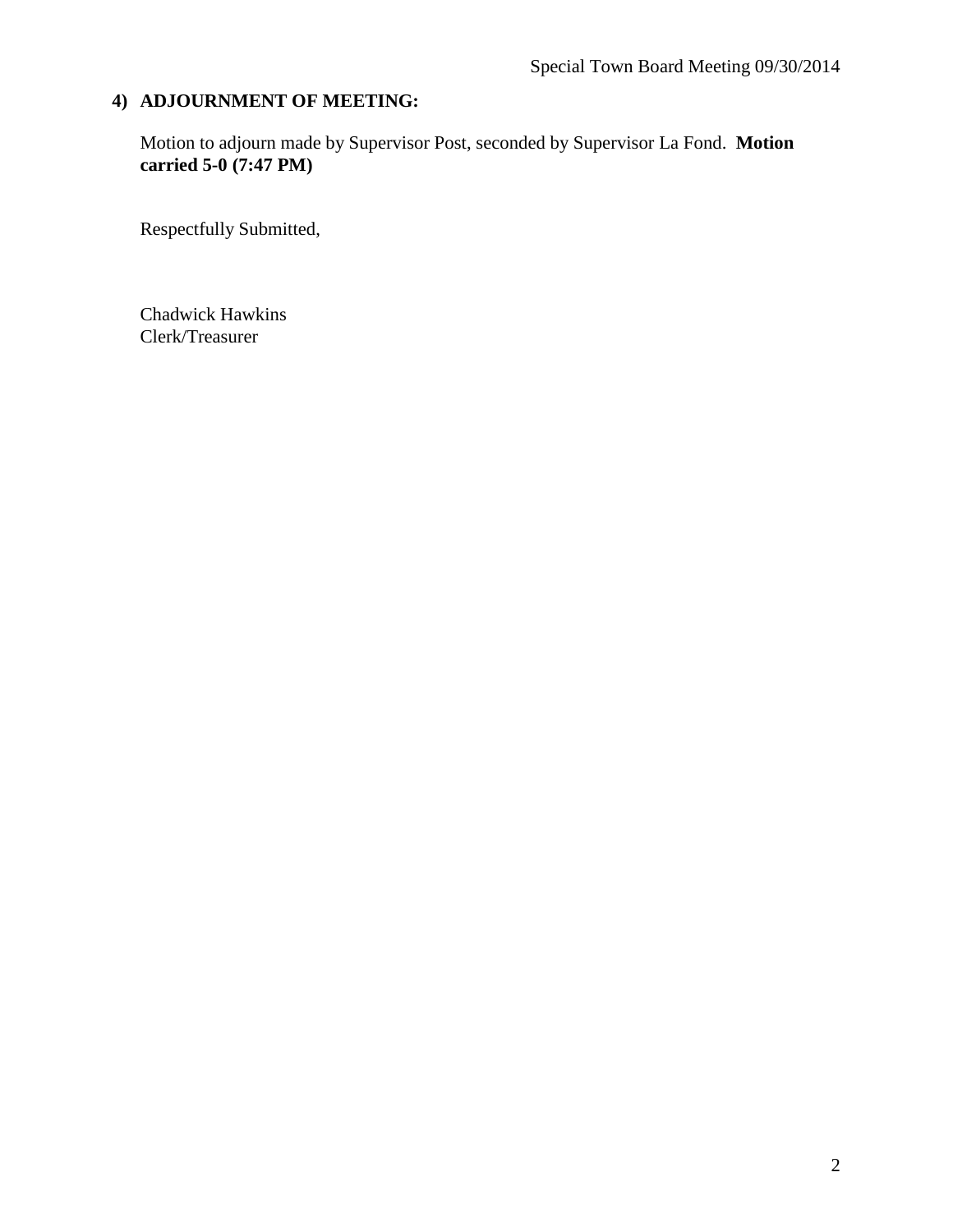**4) ADJOURNMENT OF MEETING:**

Motion to adjourn made by Supervisor Post, seconded by Supervisor La Fond. **Motion carried 5-0 (7:47 PM)**

Respectfully Submitted,

Chadwick Hawkins
Clerk/Treasurer